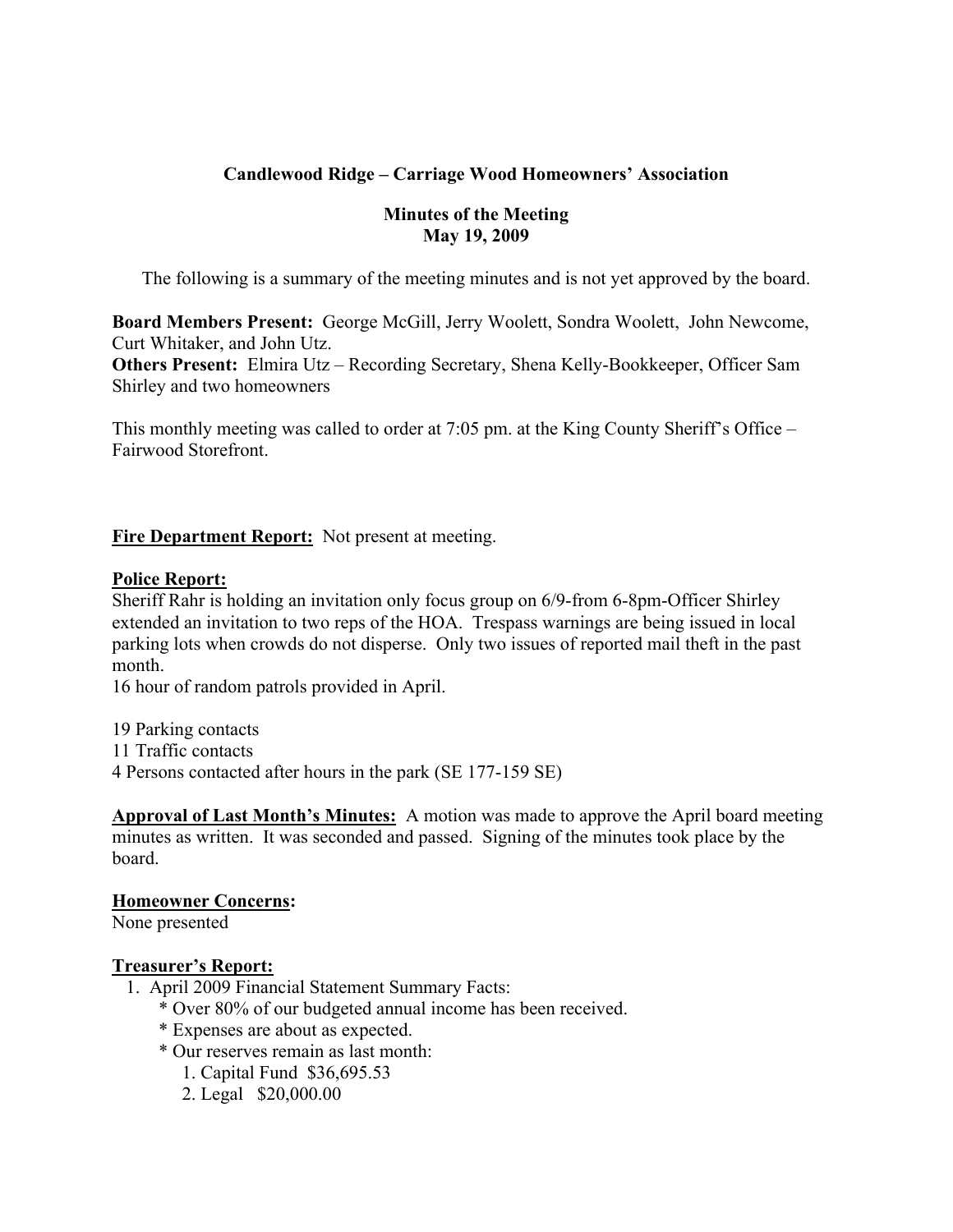**Candlewood Ridge – Carriage Wood Homeowners' Association**

**Minutes of the Meeting**
**May 19, 2009**

The following is a summary of the meeting minutes and is not yet approved by the board.

**Board Members Present:** George McGill, Jerry Woolett, Sondra Woolett, John Newcome, Curt Whitaker, and John Utz.
**Others Present:** Elmira Utz – Recording Secretary, Shena Kelly-Bookkeeper, Officer Sam Shirley and two homeowners

This monthly meeting was called to order at 7:05 pm. at the King County Sheriff's Office – Fairwood Storefront.

**Fire Department Report:** Not present at meeting.

**Police Report:**
Sheriff Rahr is holding an invitation only focus group on 6/9-from 6-8pm-Officer Shirley extended an invitation to two reps of the HOA. Trespass warnings are being issued in local parking lots when crowds do not disperse. Only two issues of reported mail theft in the past month.
16 hour of random patrols provided in April.

19 Parking contacts
11 Traffic contacts
4 Persons contacted after hours in the park (SE 177-159 SE)

**Approval of Last Month's Minutes:** A motion was made to approve the April board meeting minutes as written. It was seconded and passed. Signing of the minutes took place by the board.

**Homeowner Concerns:**
None presented

**Treasurer's Report:**

1. April 2009 Financial Statement Summary Facts:
   * Over 80% of our budgeted annual income has been received.
   * Expenses are about as expected.
   * Our reserves remain as last month:
     1. Capital Fund $36,695.53
     2. Legal $20,000.00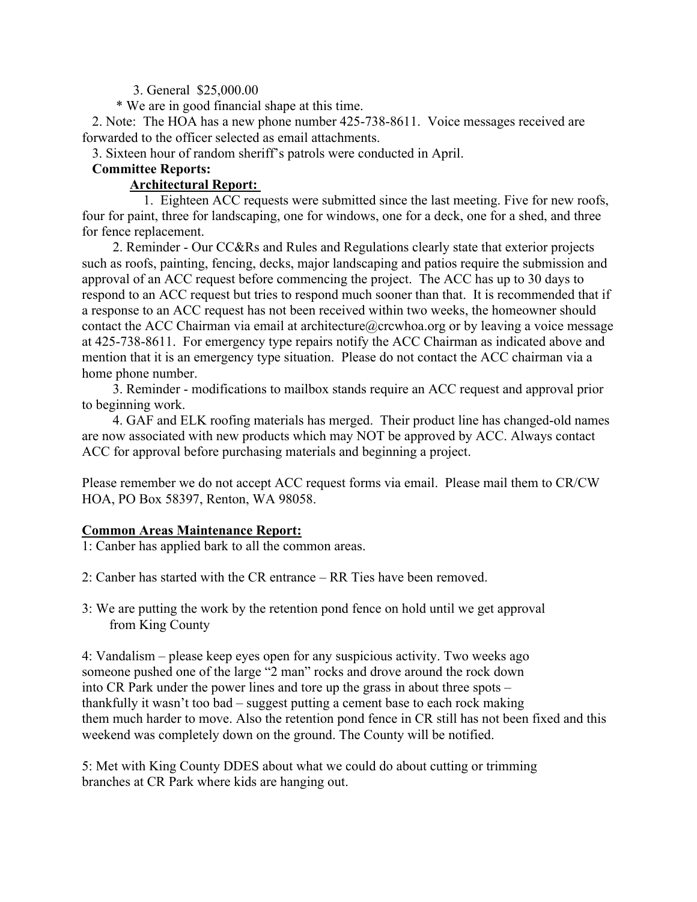3. General  $25,000.00

  * We are in good financial shape at this time.

2. Note:  The HOA has a new phone number 425-738-8611.  Voice messages received are forwarded to the officer selected as email attachments.

3. Sixteen hour of random sheriff's patrols were conducted in April.

**Committee Reports:**

**Architectural Report:**

1. Eighteen ACC requests were submitted since the last meeting. Five for new roofs, four for paint, three for landscaping, one for windows, one for a deck, one for a shed, and three for fence replacement.

2. Reminder - Our CC&Rs and Rules and Regulations clearly state that exterior projects such as roofs, painting, fencing, decks, major landscaping and patios require the submission and approval of an ACC request before commencing the project.  The ACC has up to 30 days to respond to an ACC request but tries to respond much sooner than that.  It is recommended that if a response to an ACC request has not been received within two weeks, the homeowner should contact the ACC Chairman via email at architecture@crcwhoa.org or by leaving a voice message at 425-738-8611.  For emergency type repairs notify the ACC Chairman as indicated above and mention that it is an emergency type situation.  Please do not contact the ACC chairman via a home phone number.

3. Reminder - modifications to mailbox stands require an ACC request and approval prior to beginning work.

4. GAF and ELK roofing materials has merged.  Their product line has changed-old names are now associated with new products which may NOT be approved by ACC. Always contact ACC for approval before purchasing materials and beginning a project.

Please remember we do not accept ACC request forms via email.  Please mail them to CR/CW HOA, PO Box 58397, Renton, WA 98058.

**Common Areas Maintenance Report:**

1: Canber has applied bark to all the common areas.

2: Canber has started with the CR entrance – RR Ties have been removed.

3: We are putting the work by the retention pond fence on hold until we get approval from King County

4: Vandalism – please keep eyes open for any suspicious activity. Two weeks ago someone pushed one of the large "2 man" rocks and drove around the rock down into CR Park under the power lines and tore up the grass in about three spots – thankfully it wasn't too bad – suggest putting a cement base to each rock making them much harder to move. Also the retention pond fence in CR still has not been fixed and this weekend was completely down on the ground. The County will be notified.

5: Met with King County DDES about what we could do about cutting or trimming branches at CR Park where kids are hanging out.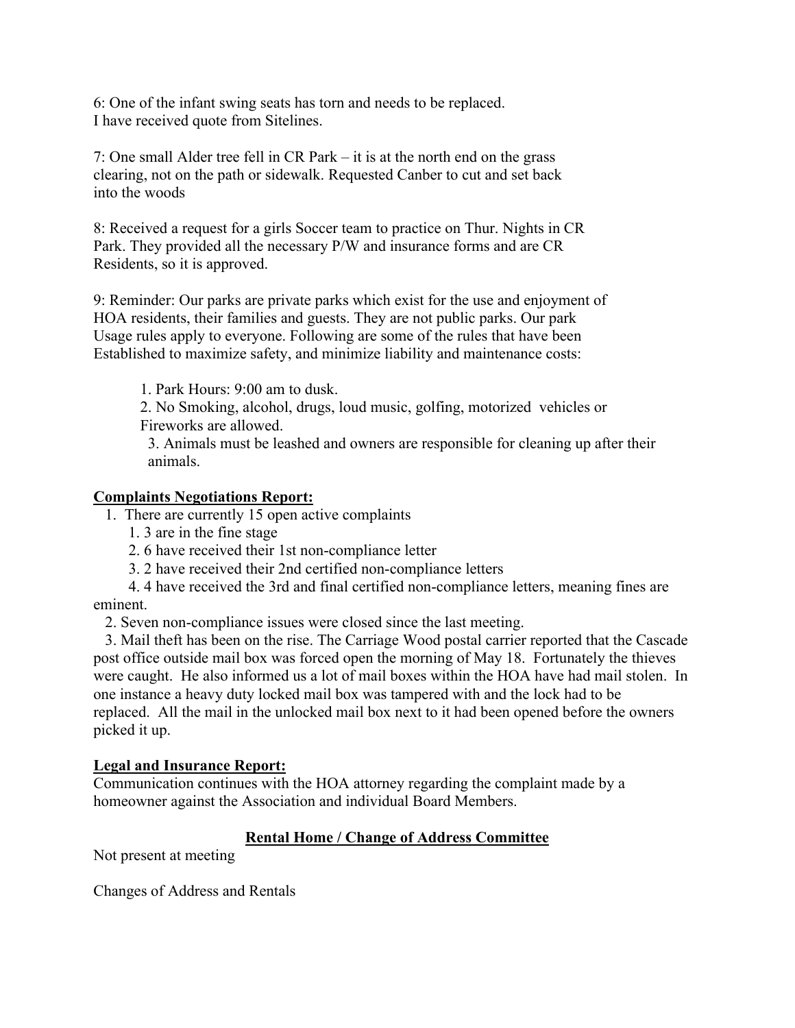6: One of the infant swing seats has torn and needs to be replaced.
I have received quote from Sitelines.

7: One small Alder tree fell in CR Park – it is at the north end on the grass clearing, not on the path or sidewalk. Requested Canber to cut and set back into the woods

8: Received a request for a girls Soccer team to practice on Thur. Nights in CR Park. They provided all the necessary P/W and insurance forms and are CR Residents, so it is approved.

9: Reminder: Our parks are private parks which exist for the use and enjoyment of HOA residents, their families and guests. They are not public parks. Our park Usage rules apply to everyone. Following are some of the rules that have been Established to maximize safety, and minimize liability and maintenance costs:

1. Park Hours: 9:00 am to dusk.
2. No Smoking, alcohol, drugs, loud music, golfing, motorized vehicles or Fireworks are allowed.
3. Animals must be leashed and owners are responsible for cleaning up after their animals.

**Complaints Negotiations Report:**

1. There are currently 15 open active complaints
   1. 3 are in the fine stage
   2. 6 have received their 1st non-compliance letter
   3. 2 have received their 2nd certified non-compliance letters
   4. 4 have received the 3rd and final certified non-compliance letters, meaning fines are eminent.
2. Seven non-compliance issues were closed since the last meeting.
3. Mail theft has been on the rise. The Carriage Wood postal carrier reported that the Cascade post office outside mail box was forced open the morning of May 18. Fortunately the thieves were caught. He also informed us a lot of mail boxes within the HOA have had mail stolen. In one instance a heavy duty locked mail box was tampered with and the lock had to be replaced. All the mail in the unlocked mail box next to it had been opened before the owners picked it up.

**Legal and Insurance Report:**

Communication continues with the HOA attorney regarding the complaint made by a homeowner against the Association and individual Board Members.

**Rental Home / Change of Address Committee**

Not present at meeting

Changes of Address and Rentals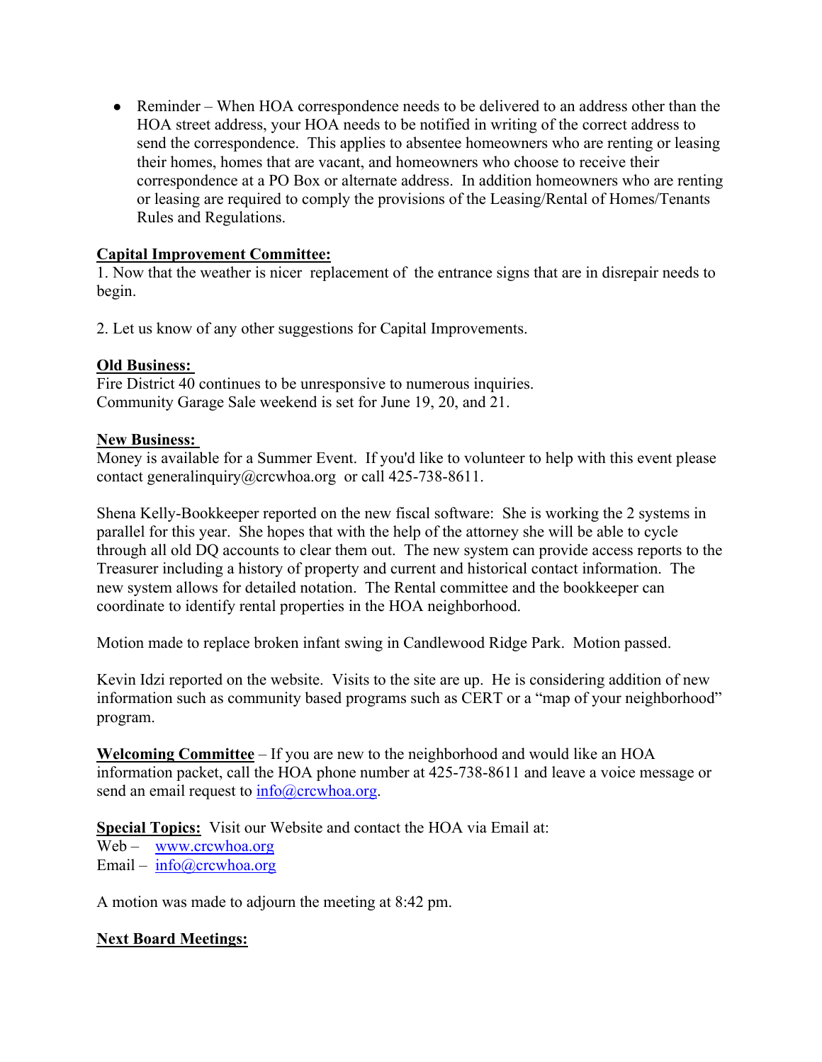- Reminder – When HOA correspondence needs to be delivered to an address other than the HOA street address, your HOA needs to be notified in writing of the correct address to send the correspondence. This applies to absentee homeowners who are renting or leasing their homes, homes that are vacant, and homeowners who choose to receive their correspondence at a PO Box or alternate address. In addition homeowners who are renting or leasing are required to comply the provisions of the Leasing/Rental of Homes/Tenants Rules and Regulations.

**Capital Improvement Committee:**

1. Now that the weather is nicer replacement of the entrance signs that are in disrepair needs to begin.

2. Let us know of any other suggestions for Capital Improvements.

**Old Business:**

Fire District 40 continues to be unresponsive to numerous inquiries.
Community Garage Sale weekend is set for June 19, 20, and 21.

**New Business:**

Money is available for a Summer Event. If you'd like to volunteer to help with this event please contact generalinquiry@crcwhoa.org or call 425-738-8611.

Shena Kelly-Bookkeeper reported on the new fiscal software: She is working the 2 systems in parallel for this year. She hopes that with the help of the attorney she will be able to cycle through all old DQ accounts to clear them out. The new system can provide access reports to the Treasurer including a history of property and current and historical contact information. The new system allows for detailed notation. The Rental committee and the bookkeeper can coordinate to identify rental properties in the HOA neighborhood.

Motion made to replace broken infant swing in Candlewood Ridge Park. Motion passed.

Kevin Idzi reported on the website. Visits to the site are up. He is considering addition of new information such as community based programs such as CERT or a "map of your neighborhood" program.

**Welcoming Committee** – If you are new to the neighborhood and would like an HOA information packet, call the HOA phone number at 425-738-8611 and leave a voice message or send an email request to info@crcwhoa.org.

**Special Topics:** Visit our Website and contact the HOA via Email at:
Web – www.crcwhoa.org
Email – info@crcwhoa.org

A motion was made to adjourn the meeting at 8:42 pm.

**Next Board Meetings:**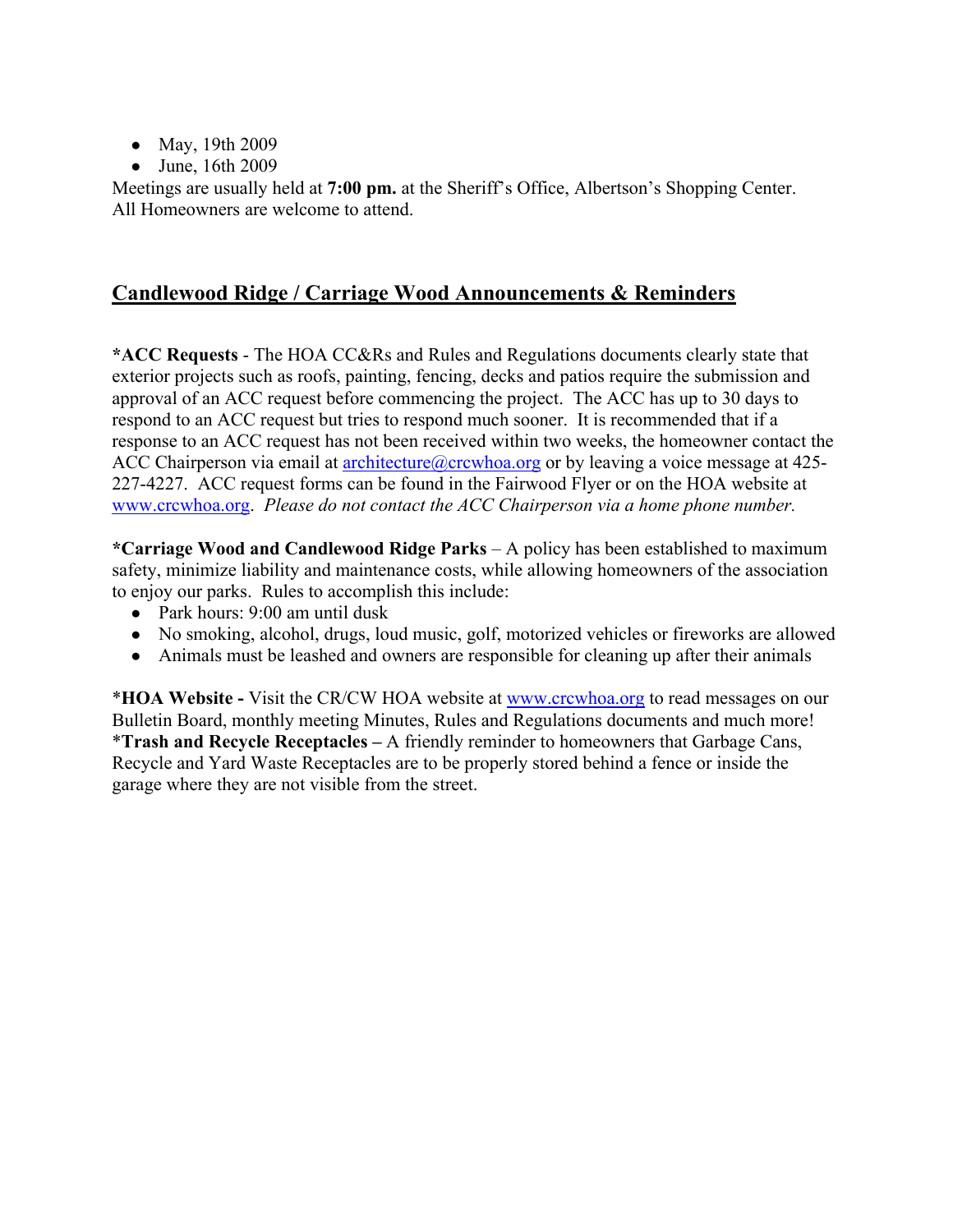- May, 19th 2009
- June, 16th 2009

Meetings are usually held at **7:00 pm.** at the Sheriff's Office, Albertson's Shopping Center. All Homeowners are welcome to attend.

## Candlewood Ridge / Carriage Wood Announcements & Reminders

***ACC Requests** - The HOA CC&Rs and Rules and Regulations documents clearly state that exterior projects such as roofs, painting, fencing, decks and patios require the submission and approval of an ACC request before commencing the project. The ACC has up to 30 days to respond to an ACC request but tries to respond much sooner. It is recommended that if a response to an ACC request has not been received within two weeks, the homeowner contact the ACC Chairperson via email at architecture@crcwhoa.org or by leaving a voice message at 425-227-4227. ACC request forms can be found in the Fairwood Flyer or on the HOA website at www.crcwhoa.org. *Please do not contact the ACC Chairperson via a home phone number.*

***Carriage Wood and Candlewood Ridge Parks** – A policy has been established to maximum safety, minimize liability and maintenance costs, while allowing homeowners of the association to enjoy our parks. Rules to accomplish this include:

- Park hours: 9:00 am until dusk
- No smoking, alcohol, drugs, loud music, golf, motorized vehicles or fireworks are allowed
- Animals must be leashed and owners are responsible for cleaning up after their animals

*__HOA Website -__ Visit the CR/CW HOA website at www.crcwhoa.org to read messages on our Bulletin Board, monthly meeting Minutes, Rules and Regulations documents and much more!
*__Trash and Recycle Receptacles –__ A friendly reminder to homeowners that Garbage Cans, Recycle and Yard Waste Receptacles are to be properly stored behind a fence or inside the garage where they are not visible from the street.